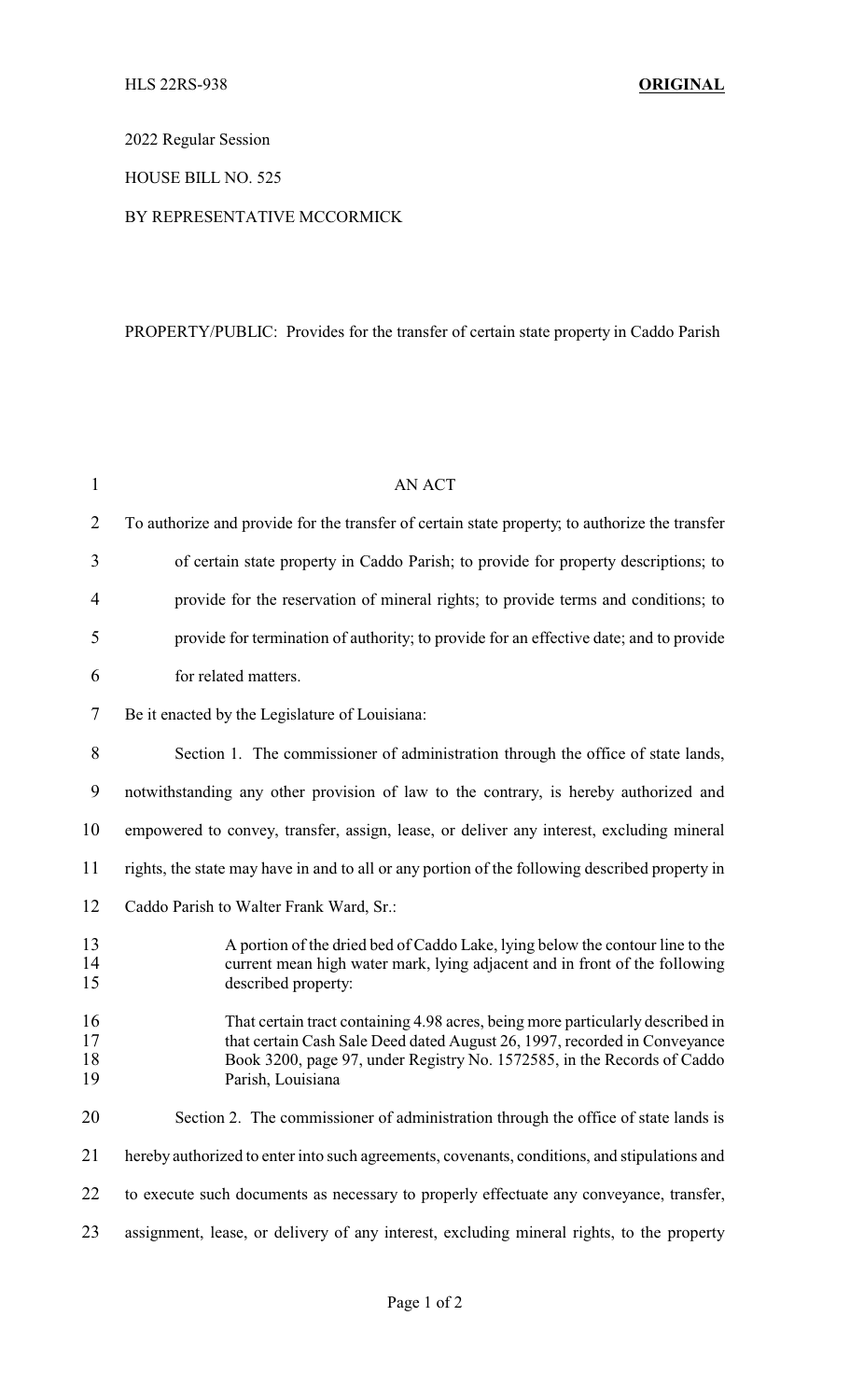HLS 22RS-938 **ORIGINAL**

2022 Regular Session

HOUSE BILL NO. 525

BY REPRESENTATIVE MCCORMICK

PROPERTY/PUBLIC: Provides for the transfer of certain state property in Caddo Parish

AN ACT

To authorize and provide for the transfer of certain state property; to authorize the transfer of certain state property in Caddo Parish; to provide for property descriptions; to provide for the reservation of mineral rights; to provide terms and conditions; to provide for termination of authority; to provide for an effective date; and to provide for related matters.

Be it enacted by the Legislature of Louisiana:

Section 1. The commissioner of administration through the office of state lands, notwithstanding any other provision of law to the contrary, is hereby authorized and empowered to convey, transfer, assign, lease, or deliver any interest, excluding mineral rights, the state may have in and to all or any portion of the following described property in Caddo Parish to Walter Frank Ward, Sr.:

> A portion of the dried bed of Caddo Lake, lying below the contour line to the current mean high water mark, lying adjacent and in front of the following described property:
>
> That certain tract containing 4.98 acres, being more particularly described in that certain Cash Sale Deed dated August 26, 1997, recorded in Conveyance Book 3200, page 97, under Registry No. 1572585, in the Records of Caddo Parish, Louisiana

Section 2. The commissioner of administration through the office of state lands is hereby authorized to enter into such agreements, covenants, conditions, and stipulations and to execute such documents as necessary to properly effectuate any conveyance, transfer, assignment, lease, or delivery of any interest, excluding mineral rights, to the property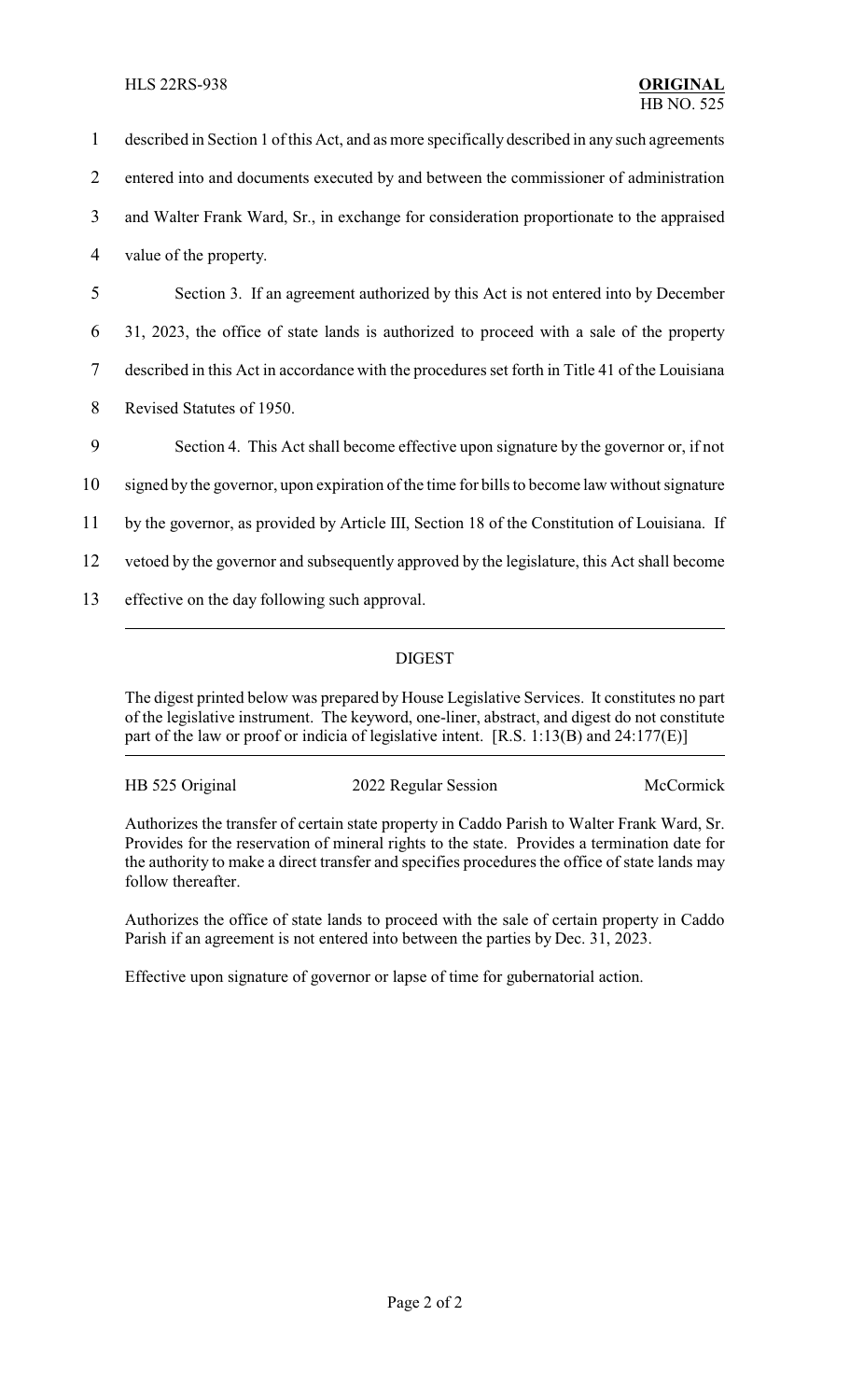described in Section 1 of this Act, and as more specifically described in any such agreements entered into and documents executed by and between the commissioner of administration and Walter Frank Ward, Sr., in exchange for consideration proportionate to the appraised value of the property.

Section 3. If an agreement authorized by this Act is not entered into by December 31, 2023, the office of state lands is authorized to proceed with a sale of the property described in this Act in accordance with the procedures set forth in Title 41 of the Louisiana Revised Statutes of 1950.

Section 4. This Act shall become effective upon signature by the governor or, if not signed by the governor, upon expiration of the time for bills to become law without signature by the governor, as provided by Article III, Section 18 of the Constitution of Louisiana. If vetoed by the governor and subsequently approved by the legislature, this Act shall become effective on the day following such approval.

---

## DIGEST

The digest printed below was prepared by House Legislative Services. It constitutes no part of the legislative instrument. The keyword, one-liner, abstract, and digest do not constitute part of the law or proof or indicia of legislative intent. [R.S. 1:13(B) and 24:177(E)]

HB 525 Original 2022 Regular Session McCormick

Authorizes the transfer of certain state property in Caddo Parish to Walter Frank Ward, Sr. Provides for the reservation of mineral rights to the state. Provides a termination date for the authority to make a direct transfer and specifies procedures the office of state lands may follow thereafter.

Authorizes the office of state lands to proceed with the sale of certain property in Caddo Parish if an agreement is not entered into between the parties by Dec. 31, 2023.

Effective upon signature of governor or lapse of time for gubernatorial action.